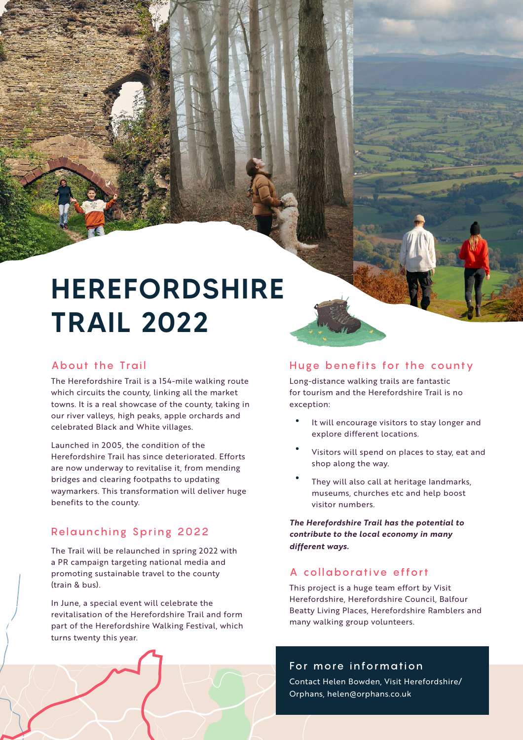# HEREFORDSHIRE TRAIL 2022

## About the Trail

The Herefordshire Trail is a 154-mile walking route which circuits the county, linking all the market towns. It is a real showcase of the county, taking in our river valleys, high peaks, apple orchards and celebrated Black and White villages.

Launched in 2005, the condition of the Herefordshire Trail has since deteriorated. Efforts are now underway to revitalise it, from mending bridges and clearing footpaths to updating waymarkers. This transformation will deliver huge benefits to the county.

## Relaunching Spring 2022

The Trail will be relaunched in spring 2022 with a PR campaign targeting national media and promoting sustainable travel to the county (train & bus).

In June, a special event will celebrate the revitalisation of the Herefordshire Trail and form part of the Herefordshire Walking Festival, which turns twenty this year.

## Huge benefits for the county

Long-distance walking trails are fantastic for tourism and the Herefordshire Trail is no exception:

- It will encourage visitors to stay longer and explore different locations.
- Visitors will spend on places to stay, eat and shop along the way.
- They will also call at heritage landmarks, museums, churches etc and help boost visitor numbers.

***The Herefordshire Trail has the potential to contribute to the local economy in many different ways.***

## A collaborative effort

This project is a huge team effort by Visit Herefordshire, Herefordshire Council, Balfour Beatty Living Places, Herefordshire Ramblers and many walking group volunteers.

## For more information

Contact Helen Bowden, Visit Herefordshire/ Orphans, helen@orphans.co.uk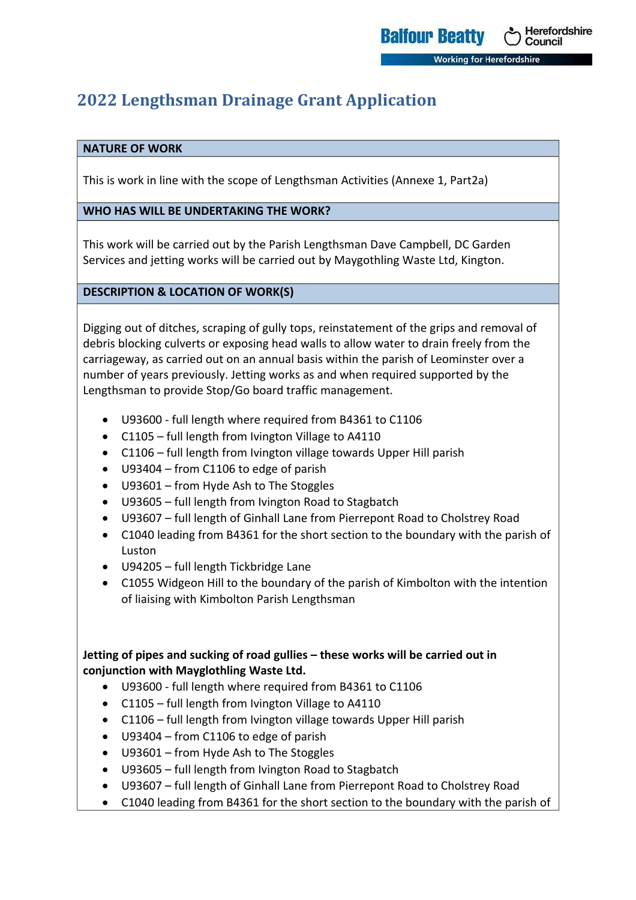## 2022 Lengthsman Drainage Grant Application

| NATURE OF WORK |
| --- |
| This is work in line with the scope of Lengthsman Activities (Annexe 1, Part2a) |

| WHO HAS WILL BE UNDERTAKING THE WORK? |
| --- |
| This work will be carried out by the Parish Lengthsman Dave Campbell, DC Garden Services and jetting works will be carried out by Maygothling Waste Ltd, Kington. |

**DESCRIPTION & LOCATION OF WORK(S)**

Digging out of ditches, scraping of gully tops, reinstatement of the grips and removal of debris blocking culverts or exposing head walls to allow water to drain freely from the carriageway, as carried out on an annual basis within the parish of Leominster over a number of years previously. Jetting works as and when required supported by the Lengthsman to provide Stop/Go board traffic management.

- U93600 - full length where required from B4361 to C1106
- C1105 – full length from Ivington Village to A4110
- C1106 – full length from Ivington village towards Upper Hill parish
- U93404 – from C1106 to edge of parish
- U93601 – from Hyde Ash to The Stoggles
- U93605 – full length from Ivington Road to Stagbatch
- U93607 – full length of Ginhall Lane from Pierrepont Road to Cholstrey Road
- C1040 leading from B4361 for the short section to the boundary with the parish of Luston
- U94205 – full length Tickbridge Lane
- C1055 Widgeon Hill to the boundary of the parish of Kimbolton with the intention of liaising with Kimbolton Parish Lengthsman

**Jetting of pipes and sucking of road gullies – these works will be carried out in conjunction with Mayglothling Waste Ltd.**

- U93600 - full length where required from B4361 to C1106
- C1105 – full length from Ivington Village to A4110
- C1106 – full length from Ivington village towards Upper Hill parish
- U93404 – from C1106 to edge of parish
- U93601 – from Hyde Ash to The Stoggles
- U93605 – full length from Ivington Road to Stagbatch
- U93607 – full length of Ginhall Lane from Pierrepont Road to Cholstrey Road
- C1040 leading from B4361 for the short section to the boundary with the parish of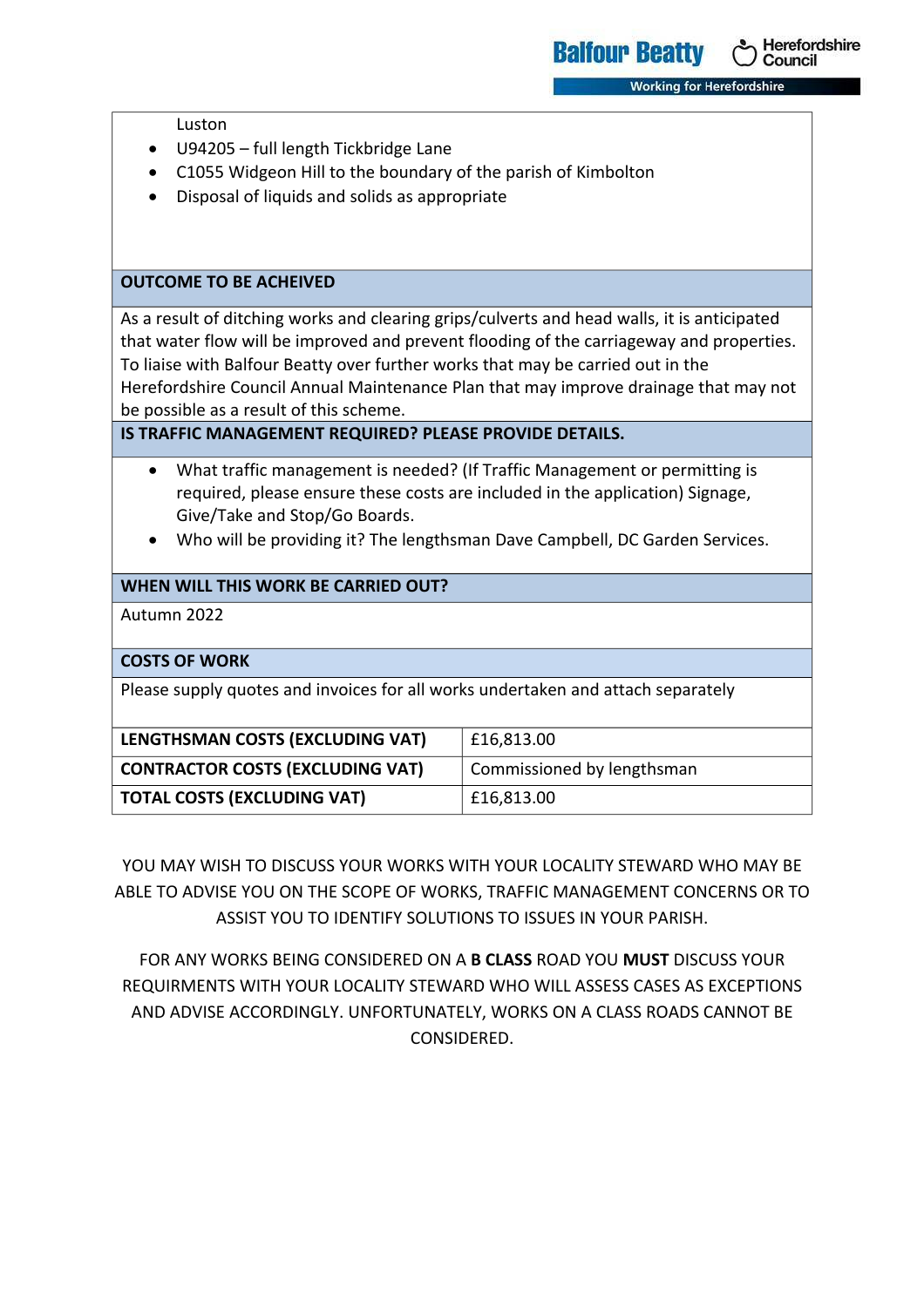Luston

- U94205 – full length Tickbridge Lane
- C1055 Widgeon Hill to the boundary of the parish of Kimbolton
- Disposal of liquids and solids as appropriate

**OUTCOME TO BE ACHEIVED**

As a result of ditching works and clearing grips/culverts and head walls, it is anticipated that water flow will be improved and prevent flooding of the carriageway and properties. To liaise with Balfour Beatty over further works that may be carried out in the Herefordshire Council Annual Maintenance Plan that may improve drainage that may not be possible as a result of this scheme.

**IS TRAFFIC MANAGEMENT REQUIRED? PLEASE PROVIDE DETAILS.**

- What traffic management is needed? (If Traffic Management or permitting is required, please ensure these costs are included in the application) Signage, Give/Take and Stop/Go Boards.
- Who will be providing it? The lengthsman Dave Campbell, DC Garden Services.

**WHEN WILL THIS WORK BE CARRIED OUT?**

Autumn 2022

**COSTS OF WORK**

Please supply quotes and invoices for all works undertaken and attach separately

| | |
|---|---|
| **LENGTHSMAN COSTS (EXCLUDING VAT)** | £16,813.00 |
| **CONTRACTOR COSTS (EXCLUDING VAT)** | Commissioned by lengthsman |
| **TOTAL COSTS (EXCLUDING VAT)** | £16,813.00 |

YOU MAY WISH TO DISCUSS YOUR WORKS WITH YOUR LOCALITY STEWARD WHO MAY BE ABLE TO ADVISE YOU ON THE SCOPE OF WORKS, TRAFFIC MANAGEMENT CONCERNS OR TO ASSIST YOU TO IDENTIFY SOLUTIONS TO ISSUES IN YOUR PARISH.

FOR ANY WORKS BEING CONSIDERED ON A **B CLASS** ROAD YOU **MUST** DISCUSS YOUR REQUIRMENTS WITH YOUR LOCALITY STEWARD WHO WILL ASSESS CASES AS EXCEPTIONS AND ADVISE ACCORDINGLY. UNFORTUNATELY, WORKS ON A CLASS ROADS CANNOT BE CONSIDERED.